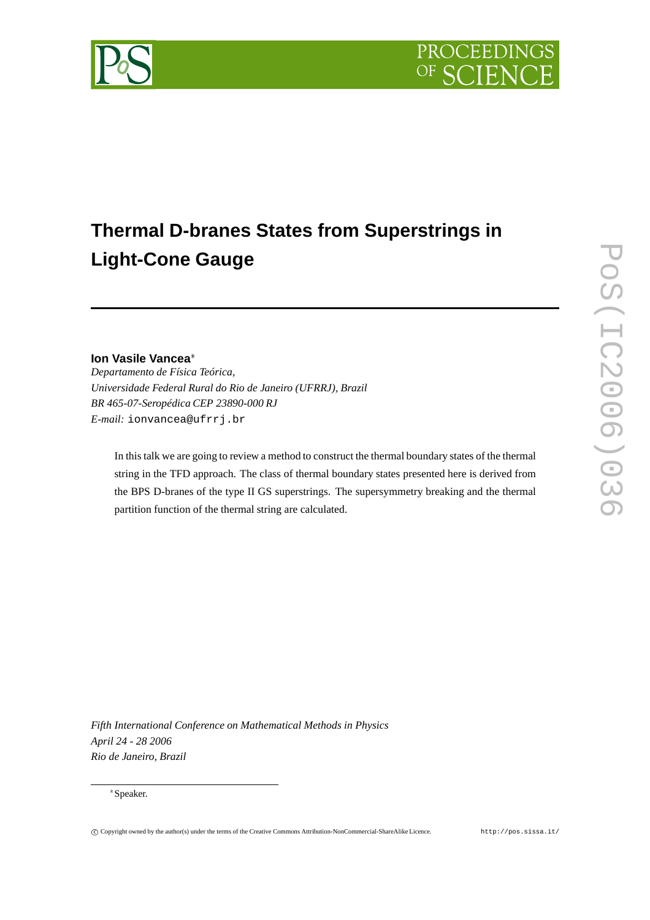# Thermal D-branes States from Superstrings in Light-Cone Gauge

**Ion Vasile Vancea***

*Departamento de Física Teórica,*
*Universidade Federal Rural do Rio de Janeiro (UFRRJ), Brazil*
*BR 465-07-Seropédica CEP 23890-000 RJ*
*E-mail:* ionvancea@ufrrj.br

In this talk we are going to review a method to construct the thermal boundary states of the thermal string in the TFD approach. The class of thermal boundary states presented here is derived from the BPS D-branes of the type II GS superstrings. The supersymmetry breaking and the thermal partition function of the thermal string are calculated.

*Fifth International Conference on Mathematical Methods in Physics*
*April 24 - 28 2006*
*Rio de Janeiro, Brazil*

*Speaker.

© Copyright owned by the author(s) under the terms of the Creative Commons Attribution-NonCommercial-ShareAlike Licence. http://pos.sissa.it/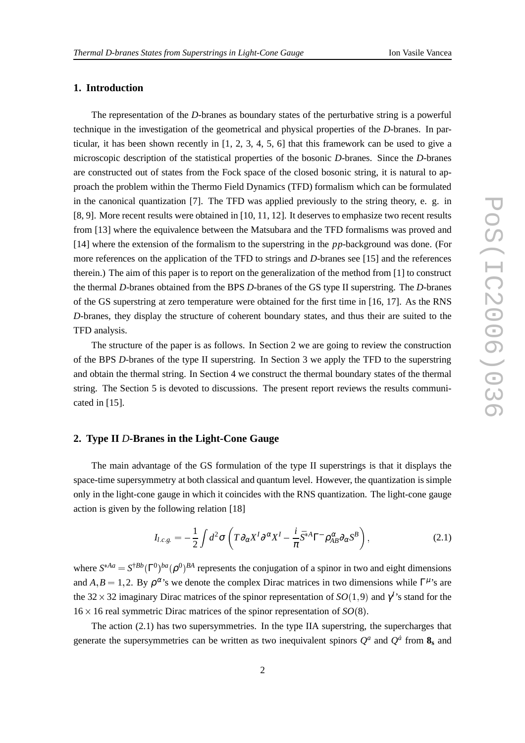## 1. Introduction

The representation of the *D*-branes as boundary states of the perturbative string is a powerful technique in the investigation of the geometrical and physical properties of the *D*-branes. In particular, it has been shown recently in [1, 2, 3, 4, 5, 6] that this framework can be used to give a microscopic description of the statistical properties of the bosonic *D*-branes. Since the *D*-branes are constructed out of states from the Fock space of the closed bosonic string, it is natural to approach the problem within the Thermo Field Dynamics (TFD) formalism which can be formulated in the canonical quantization [7]. The TFD was applied previously to the string theory, e. g. in [8, 9]. More recent results were obtained in [10, 11, 12]. It deserves to emphasize two recent results from [13] where the equivalence between the Matsubara and the TFD formalisms was proved and [14] where the extension of the formalism to the superstring in the *pp*-background was done. (For more references on the application of the TFD to strings and *D*-branes see [15] and the references therein.) The aim of this paper is to report on the generalization of the method from [1] to construct the thermal *D*-branes obtained from the BPS *D*-branes of the GS type II superstring. The *D*-branes of the GS superstring at zero temperature were obtained for the first time in [16, 17]. As the RNS *D*-branes, they display the structure of coherent boundary states, and thus their are suited to the TFD analysis.

The structure of the paper is as follows. In Section 2 we are going to review the construction of the BPS *D*-branes of the type II superstring. In Section 3 we apply the TFD to the superstring and obtain the thermal string. In Section 4 we construct the thermal boundary states of the thermal string. The Section 5 is devoted to discussions. The present report reviews the results communicated in [15].

## 2. Type II *D*-Branes in the Light-Cone Gauge

The main advantage of the GS formulation of the type II superstrings is that it displays the space-time supersymmetry at both classical and quantum level. However, the quantization is simple only in the light-cone gauge in which it coincides with the RNS quantization. The light-cone gauge action is given by the following relation [18]

$$I_{l.c.g.} = -\frac{1}{2}\int d^2\sigma \left( T\partial_\alpha X^I \partial^\alpha X^I - \frac{i}{\pi}\bar{S}^{*A}\Gamma^- \rho^\alpha_{AB}\partial_\alpha S^B \right), \tag{2.1}$$

where $S^{*Aa} = S^{\dagger Bb}(\Gamma^0)^{ba}(\rho^0)^{BA}$ represents the conjugation of a spinor in two and eight dimensions and $A,B = 1,2$. By $\rho^\alpha$'s we denote the complex Dirac matrices in two dimensions while $\Gamma^\mu$'s are the $32\times 32$ imaginary Dirac matrices of the spinor representation of $SO(1,9)$ and $\gamma^I$'s stand for the $16\times 16$ real symmetric Dirac matrices of the spinor representation of $SO(8)$.

The action (2.1) has two supersymmetries. In the type IIA superstring, the supercharges that generate the supersymmetries can be written as two inequivalent spinors $Q^a$ and $Q^{\dot{a}}$ from $\mathbf{8_s}$ and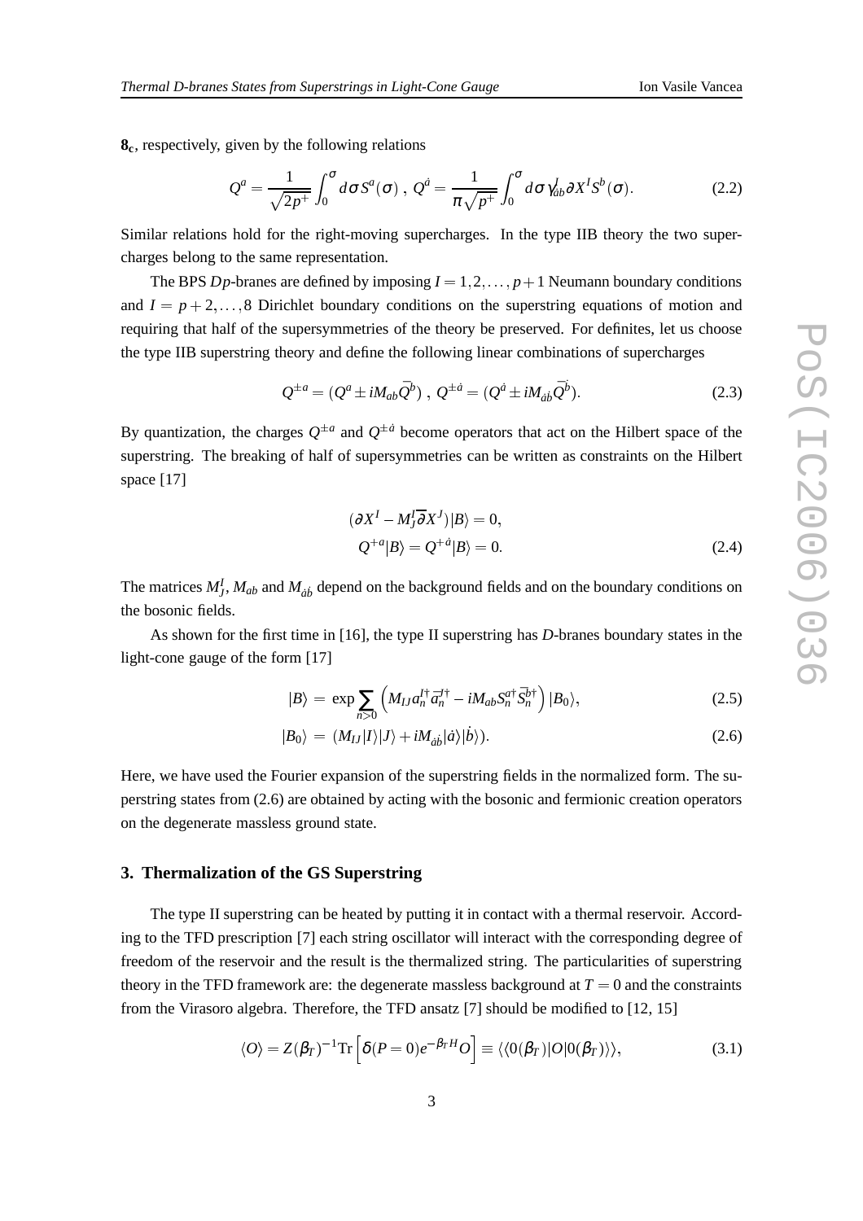$\mathbf{8_c}$, respectively, given by the following relations

$$Q^a = \frac{1}{\sqrt{2p^+}} \int_0^\sigma d\sigma\, S^a(\sigma)\ ,\ Q^{\dot{a}} = \frac{1}{\pi\sqrt{p^+}} \int_0^\sigma d\sigma\, \gamma^I_{\dot{a}b} \partial X^I S^b(\sigma). \tag{2.2}$$

Similar relations hold for the right-moving supercharges. In the type IIB theory the two supercharges belong to the same representation.

The BPS $Dp$-branes are defined by imposing $I = 1,2,\ldots,p+1$ Neumann boundary conditions and $I = p+2,\ldots,8$ Dirichlet boundary conditions on the superstring equations of motion and requiring that half of the supersymmetries of the theory be preserved. For definites, let us choose the type IIB superstring theory and define the following linear combinations of supercharges

$$Q^{\pm a} = (Q^a \pm iM_{ab}\overline{Q}^b)\ ,\ Q^{\pm\dot{a}} = (Q^{\dot{a}} \pm iM_{\dot{a}\dot{b}}\overline{Q}^{\dot{b}}). \tag{2.3}$$

By quantization, the charges $Q^{\pm a}$ and $Q^{\pm\dot{a}}$ become operators that act on the Hilbert space of the superstring. The breaking of half of supersymmetries can be written as constraints on the Hilbert space [17]

$$\begin{aligned}
(\partial X^I - M^I_J \overline{\partial} X^J)|B\rangle &= 0, \\
Q^{+a}|B\rangle = Q^{+\dot{a}}|B\rangle &= 0.
\end{aligned} \tag{2.4}$$

The matrices $M^I_J$, $M_{ab}$ and $M_{\dot{a}\dot{b}}$ depend on the background fields and on the boundary conditions on the bosonic fields.

As shown for the first time in [16], the type II superstring has $D$-branes boundary states in the light-cone gauge of the form [17]

$$|B\rangle = \exp\sum_{n>0}\left(M_{IJ}a^{I\dagger}_n \overline{a}^{J\dagger}_n - iM_{ab}S^{a\dagger}_n \overline{S}^{b\dagger}_n\right)|B_0\rangle, \tag{2.5}$$

$$|B_0\rangle = (M_{IJ}|I\rangle|J\rangle + iM_{\dot{a}\dot{b}}|\dot{a}\rangle|\dot{b}\rangle). \tag{2.6}$$

Here, we have used the Fourier expansion of the superstring fields in the normalized form. The superstring states from (2.6) are obtained by acting with the bosonic and fermionic creation operators on the degenerate massless ground state.

## 3. Thermalization of the GS Superstring

The type II superstring can be heated by putting it in contact with a thermal reservoir. According to the TFD prescription [7] each string oscillator will interact with the corresponding degree of freedom of the reservoir and the result is the thermalized string. The particularities of superstring theory in the TFD framework are: the degenerate massless background at $T = 0$ and the constraints from the Virasoro algebra. Therefore, the TFD ansatz [7] should be modified to [12, 15]

$$\langle O\rangle = Z(\beta_T)^{-1}\mathrm{Tr}\left[\delta(P=0)e^{-\beta_T H}O\right] \equiv \langle\langle 0(\beta_T)|O|0(\beta_T)\rangle\rangle, \tag{3.1}$$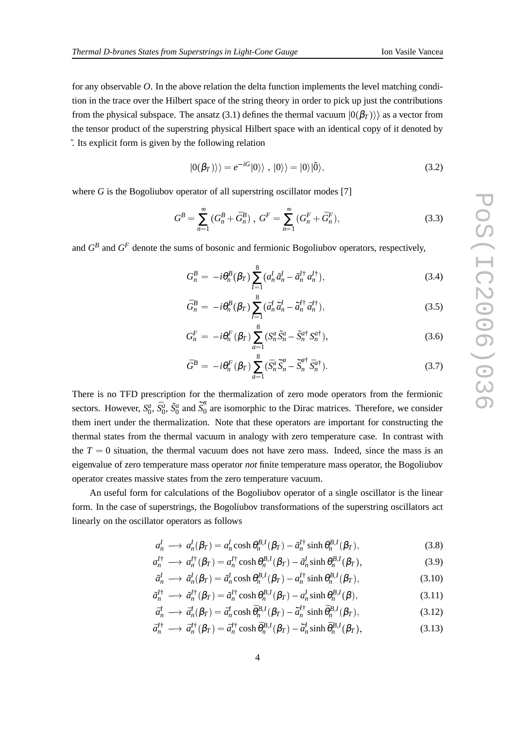for any observable $O$. In the above relation the delta function implements the level matching condition in the trace over the Hilbert space of the string theory in order to pick up just the contributions from the physical subspace. The ansatz (3.1) defines the thermal vacuum $|0(\beta_T)\rangle\rangle$ as a vector from the tensor product of the superstring physical Hilbert space with an identical copy of it denoted by $\tilde{}$. Its explicit form is given by the following relation

$$|0(\beta_T)\rangle\rangle = e^{-iG}|0\rangle\rangle \ , \ |0\rangle\rangle = |0\rangle|\tilde{0}\rangle, \tag{3.2}$$

where $G$ is the Bogoliubov operator of all superstring oscillator modes [7]

$$G^B = \sum_{n=1}^{\infty}(G_n^B + \bar{G}_n^B) \ , \ G^F = \sum_{n=1}^{\infty}(G_n^F + \bar{G}_n^F), \tag{3.3}$$

and $G^B$ and $G^F$ denote the sums of bosonic and fermionic Bogoliubov operators, respectively,

$$G_n^B = -i\theta_n^B(\beta_T)\sum_{I=1}^{8}(a_n^I\tilde{a}_n^I - \tilde{a}_n^{I\dagger}a_n^{I\dagger}), \tag{3.4}$$

$$\bar{G}_n^B = -i\theta_n^B(\beta_T)\sum_{I=1}^{8}(\bar{a}_n^I\tilde{\bar{a}}_n^I - \tilde{\bar{a}}_n^{I\dagger}\bar{a}_n^{I\dagger}), \tag{3.5}$$

$$G_n^F = -i\theta_n^F(\beta_T)\sum_{a=1}^{8}(S_n^a\tilde{S}_n^a - \tilde{S}_n^{a\dagger}S_n^{a\dagger}), \tag{3.6}$$

$$\bar{G}^B = -i\theta_n^F(\beta_T)\sum_{a=1}^{8}(\bar{S}_n^a\tilde{\bar{S}}_n^a - \tilde{\bar{S}}_n^{a\dagger}\bar{S}_n^{a\dagger}). \tag{3.7}$$

There is no TFD prescription for the thermalization of zero mode operators from the fermionic sectors. However, $S_0^a$, $\bar{S}_0^a$, $\tilde{S}_0^a$ and $\tilde{\bar{S}}_0^a$ are isomorphic to the Dirac matrices. Therefore, we consider them inert under the thermalization. Note that these operators are important for constructing the thermal states from the thermal vacuum in analogy with zero temperature case. In contrast with the $T = 0$ situation, the thermal vacuum does not have zero mass. Indeed, since the mass is an eigenvalue of zero temperature mass operator *not* finite temperature mass operator, the Bogoliubov operator creates massive states from the zero temperature vacuum.

An useful form for calculations of the Bogoliubov operator of a single oscillator is the linear form. In the case of superstrings, the Bogoliubov transformations of the superstring oscillators act linearly on the oscillator operators as follows

$$a_n^I \longrightarrow a_n^I(\beta_T) = a_n^I\cosh\theta_n^{B,I}(\beta_T) - \tilde{a}_n^{I\dagger}\sinh\theta_n^{B,I}(\beta_T), \tag{3.8}$$

$$a_n^{I\dagger} \longrightarrow a_n^{I\dagger}(\beta_T) = a_n^{I\dagger}\cosh\theta_n^{B,I}(\beta_T) - \tilde{a}_n^I\sinh\theta_n^{B,I}(\beta_T), \tag{3.9}$$

$$\tilde{a}_n^I \longrightarrow \tilde{a}_n^I(\beta_T) = \tilde{a}_n^I\cosh\theta_n^{B,I}(\beta_T) - a_n^{I\dagger}\sinh\theta_n^{B,I}(\beta_T), \tag{3.10}$$

$$\tilde{a}_n^{I\dagger} \longrightarrow \tilde{a}_n^{I\dagger}(\beta_T) = \tilde{a}_n^{I\dagger}\cosh\theta_n^{B,I}(\beta_T) - a_n^I\sinh\theta_n^{B,I}(\beta), \tag{3.11}$$

$$\bar{a}_n^I \longrightarrow \bar{a}_n^I(\beta_T) = \bar{a}_n^I\cosh\bar{\theta}_n^{B,I}(\beta_T) - \tilde{\bar{a}}_n^{I\dagger}\sinh\bar{\theta}_n^{B,I}(\beta_T), \tag{3.12}$$

$$\bar{a}_n^{I\dagger} \longrightarrow \bar{a}_n^{I\dagger}(\beta_T) = \bar{a}_n^{I\dagger}\cosh\bar{\theta}_n^{B,I}(\beta_T) - \tilde{\bar{a}}_n^I\sinh\bar{\theta}_n^{B,I}(\beta_T), \tag{3.13}$$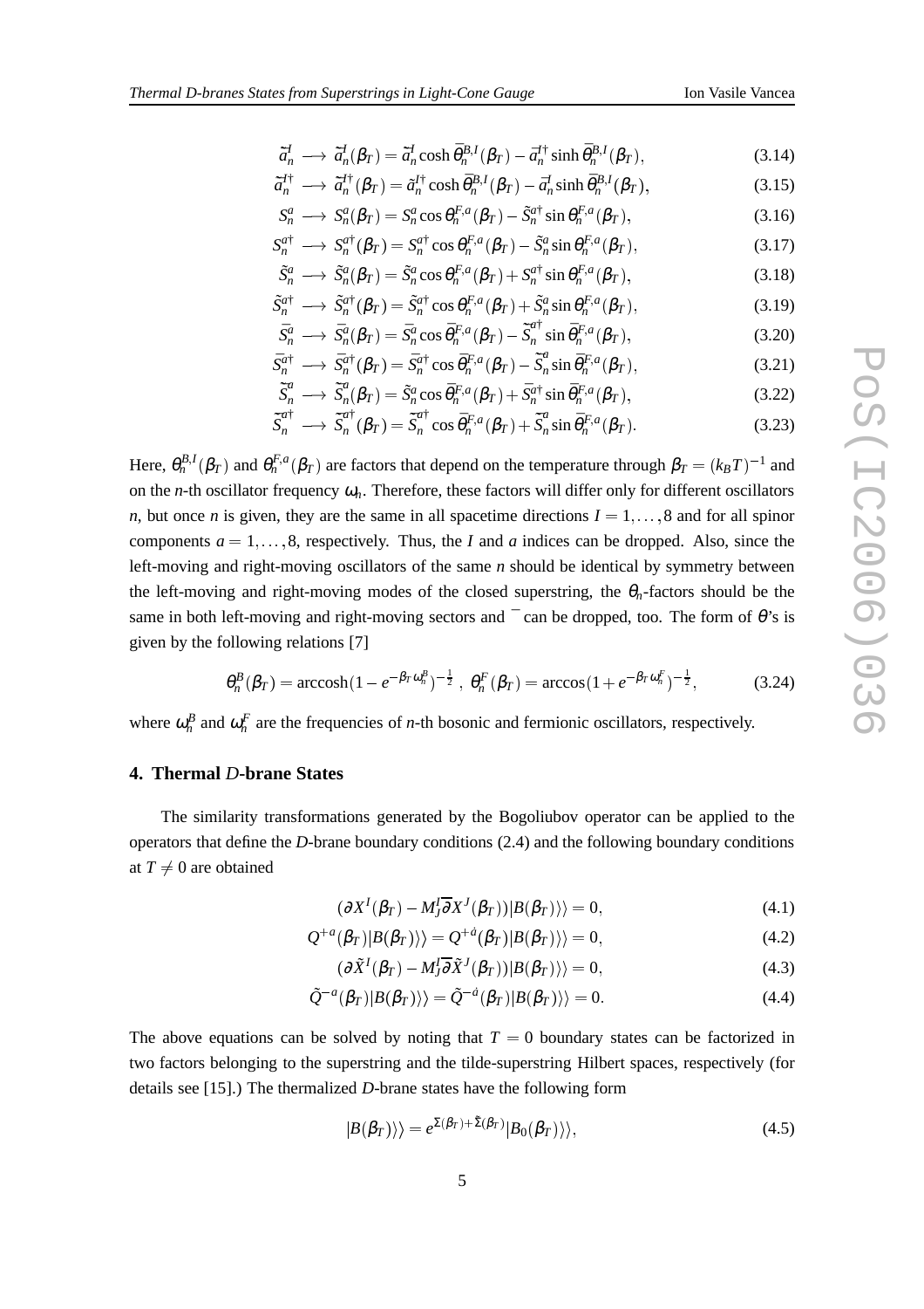$$\tilde{\bar{a}}^I_n \longrightarrow \tilde{\bar{a}}^I_n(\beta_T) = \tilde{\bar{a}}^I_n \cosh \bar{\theta}^{B,I}_n(\beta_T) - \bar{a}^{I\dagger}_n \sinh \bar{\theta}^{B,I}_n(\beta_T), \tag{3.14}$$

$$\tilde{\bar{a}}^{I\dagger}_n \longrightarrow \tilde{\bar{a}}^{I\dagger}_n(\beta_T) = \tilde{a}^{I\dagger}_n \cosh \bar{\theta}^{B,I}_n(\beta_T) - \bar{a}^I_n \sinh \bar{\theta}^{B,I}_n(\beta_T), \tag{3.15}$$

$$S^a_n \longrightarrow S^a_n(\beta_T) = S^a_n \cos \theta^{F,a}_n(\beta_T) - \tilde{S}^{a\dagger}_n \sin \theta^{F,a}_n(\beta_T), \tag{3.16}$$

$$S^{a\dagger}_n \longrightarrow S^{a\dagger}_n(\beta_T) = S^{a\dagger}_n \cos \theta^{F,a}_n(\beta_T) - \tilde{S}^a_n \sin \theta^{F,a}_n(\beta_T), \tag{3.17}$$

$$\tilde{S}^a_n \longrightarrow \tilde{S}^a_n(\beta_T) = \tilde{S}^a_n \cos \theta^{F,a}_n(\beta_T) + S^{a\dagger}_n \sin \theta^{F,a}_n(\beta_T), \tag{3.18}$$

$$\tilde{S}^{a\dagger}_n \longrightarrow \tilde{S}^{a\dagger}_n(\beta_T) = \tilde{S}^{a\dagger}_n \cos \theta^{F,a}_n(\beta_T) + \tilde{S}^a_n \sin \theta^{F,a}_n(\beta_T), \tag{3.19}$$

$$\bar{S}^a_n \longrightarrow \bar{S}^a_n(\beta_T) = \bar{S}^a_n \cos \bar{\theta}^{F,a}_n(\beta_T) - \tilde{\bar{S}}^{a\dagger}_n \sin \bar{\theta}^{F,a}_n(\beta_T), \tag{3.20}$$

$$\bar{S}^{a\dagger}_n \longrightarrow \bar{S}^{a\dagger}_n(\beta_T) = \bar{S}^{a\dagger}_n \cos \bar{\theta}^{F,a}_n(\beta_T) - \tilde{\bar{S}}^a_n \sin \bar{\theta}^{F,a}_n(\beta_T), \tag{3.21}$$

$$\tilde{\bar{S}}^a_n \longrightarrow \tilde{\bar{S}}^a_n(\beta_T) = \tilde{S}^a_n \cos \bar{\theta}^{F,a}_n(\beta_T) + \bar{S}^{a\dagger}_n \sin \bar{\theta}^{F,a}_n(\beta_T), \tag{3.22}$$

$$\tilde{\bar{S}}^{a\dagger}_n \longrightarrow \tilde{\bar{S}}^{a\dagger}_n(\beta_T) = \tilde{\bar{S}}^{a\dagger}_n \cos \bar{\theta}^{F,a}_n(\beta_T) + \tilde{\bar{S}}^a_n \sin \bar{\theta}^{F,a}_n(\beta_T). \tag{3.23}$$

Here, $\theta^{B,I}_n(\beta_T)$ and $\theta^{F,a}_n(\beta_T)$ are factors that depend on the temperature through $\beta_T = (k_B T)^{-1}$ and on the $n$-th oscillator frequency $\omega_n$. Therefore, these factors will differ only for different oscillators $n$, but once $n$ is given, they are the same in all spacetime directions $I = 1, \ldots, 8$ and for all spinor components $a = 1, \ldots, 8$, respectively. Thus, the $I$ and $a$ indices can be dropped. Also, since the left-moving and right-moving oscillators of the same $n$ should be identical by symmetry between the left-moving and right-moving modes of the closed superstring, the $\theta_n$-factors should be the same in both left-moving and right-moving sectors and $^-$ can be dropped, too. The form of $\theta$'s is given by the following relations [7]

$$\theta^B_n(\beta_T) = \operatorname{arccosh}(1 - e^{-\beta_T \omega^B_n})^{-\frac{1}{2}} \ , \ \theta^F_n(\beta_T) = \arccos(1 + e^{-\beta_T \omega^F_n})^{-\frac{1}{2}}, \tag{3.24}$$

where $\omega^B_n$ and $\omega^F_n$ are the frequencies of $n$-th bosonic and fermionic oscillators, respectively.

## 4. Thermal *D*-brane States

The similarity transformations generated by the Bogoliubov operator can be applied to the operators that define the *D*-brane boundary conditions (2.4) and the following boundary conditions at $T \neq 0$ are obtained

$$(\partial X^I(\beta_T) - M^I_J \overline{\partial} X^J(\beta_T))|B(\beta_T)\rangle\rangle = 0, \tag{4.1}$$

$$Q^{+a}(\beta_T)|B(\beta_T)\rangle\rangle = Q^{+\dot{a}}(\beta_T)|B(\beta_T)\rangle\rangle = 0, \tag{4.2}$$

$$(\partial \tilde{X}^I(\beta_T) - M^I_J \overline{\partial} \tilde{X}^J(\beta_T))|B(\beta_T)\rangle\rangle = 0, \tag{4.3}$$

$$\tilde{Q}^{-a}(\beta_T)|B(\beta_T)\rangle\rangle = \tilde{Q}^{-\dot{a}}(\beta_T)|B(\beta_T)\rangle\rangle = 0. \tag{4.4}$$

The above equations can be solved by noting that $T = 0$ boundary states can be factorized in two factors belonging to the superstring and the tilde-superstring Hilbert spaces, respectively (for details see [15].) The thermalized *D*-brane states have the following form

$$|B(\beta_T)\rangle\rangle = e^{\Sigma(\beta_T) + \tilde{\Sigma}(\beta_T)}|B_0(\beta_T)\rangle\rangle, \tag{4.5}$$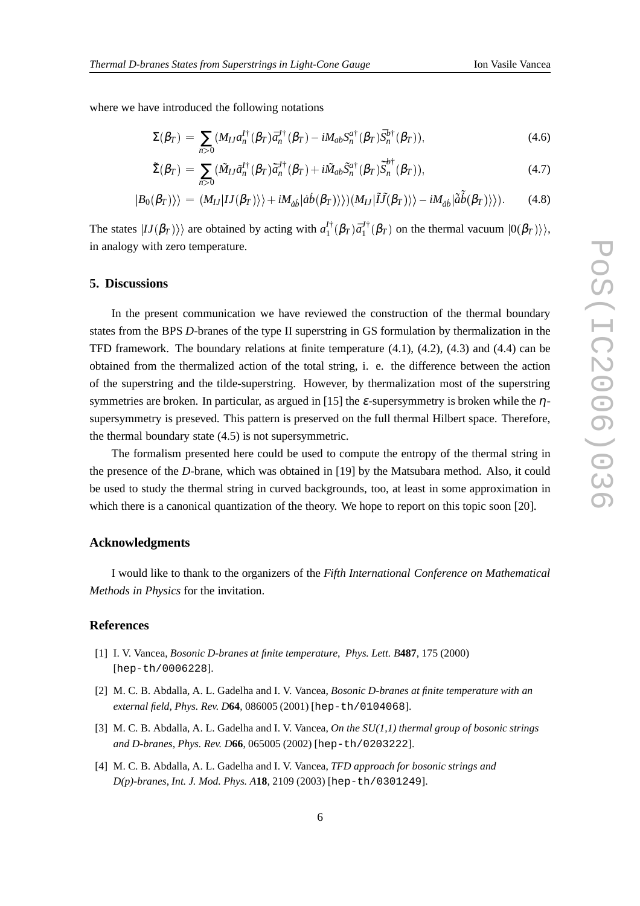where we have introduced the following notations

$$\Sigma(\beta_T) = \sum_{n>0}(M_{IJ}a_n^{I\dagger}(\beta_T)\bar{a}_n^{J\dagger}(\beta_T) - iM_{ab}S_n^{a\dagger}(\beta_T)\bar{S}_n^{b\dagger}(\beta_T)), \tag{4.6}$$

$$\tilde{\Sigma}(\beta_T) = \sum_{n>0}(\tilde{M}_{IJ}\tilde{a}_n^{I\dagger}(\beta_T)\tilde{\bar{a}}_n^{J\dagger}(\beta_T) + i\tilde{M}_{ab}\tilde{S}_n^{a\dagger}(\beta_T)\tilde{\bar{S}}_n^{b\dagger}(\beta_T)), \tag{4.7}$$

$$|B_0(\beta_T)\rangle\rangle = (M_{IJ}|IJ(\beta_T)\rangle\rangle + iM_{\dot{a}\dot{b}}|\dot{a}\dot{b}(\beta_T)\rangle\rangle)(M_{IJ}|\tilde{I}\tilde{J}(\beta_T)\rangle\rangle - iM_{\dot{a}\dot{b}}|\tilde{\dot{a}}\tilde{\dot{b}}(\beta_T)\rangle\rangle). \tag{4.8}$$

The states $|IJ(\beta_T)\rangle\rangle$ are obtained by acting with $a_1^{I\dagger}(\beta_T)\bar{a}_1^{J\dagger}(\beta_T)$ on the thermal vacuum $|0(\beta_T)\rangle\rangle$, in analogy with zero temperature.

## 5. Discussions

In the present communication we have reviewed the construction of the thermal boundary states from the BPS *D*-branes of the type II superstring in GS formulation by thermalization in the TFD framework. The boundary relations at finite temperature (4.1), (4.2), (4.3) and (4.4) can be obtained from the thermalized action of the total string, i. e. the difference between the action of the superstring and the tilde-superstring. However, by thermalization most of the superstring symmetries are broken. In particular, as argued in [15] the $\varepsilon$-supersymmetry is broken while the $\eta$-supersymmetry is preseved. This pattern is preserved on the full thermal Hilbert space. Therefore, the thermal boundary state (4.5) is not supersymmetric.

The formalism presented here could be used to compute the entropy of the thermal string in the presence of the *D*-brane, which was obtained in [19] by the Matsubara method. Also, it could be used to study the thermal string in curved backgrounds, too, at least in some approximation in which there is a canonical quantization of the theory. We hope to report on this topic soon [20].

## Acknowledgments

I would like to thank to the organizers of the *Fifth International Conference on Mathematical Methods in Physics* for the invitation.

## References

[1] I. V. Vancea, *Bosonic D-branes at finite temperature*, *Phys. Lett. B***487**, 175 (2000) [hep-th/0006228].

[2] M. C. B. Abdalla, A. L. Gadelha and I. V. Vancea, *Bosonic D-branes at finite temperature with an external field*, *Phys. Rev. D***64**, 086005 (2001) [hep-th/0104068].

[3] M. C. B. Abdalla, A. L. Gadelha and I. V. Vancea, *On the SU(1,1) thermal group of bosonic strings and D-branes*, *Phys. Rev. D***66**, 065005 (2002) [hep-th/0203222].

[4] M. C. B. Abdalla, A. L. Gadelha and I. V. Vancea, *TFD approach for bosonic strings and D(p)-branes*, *Int. J. Mod. Phys. A***18**, 2109 (2003) [hep-th/0301249].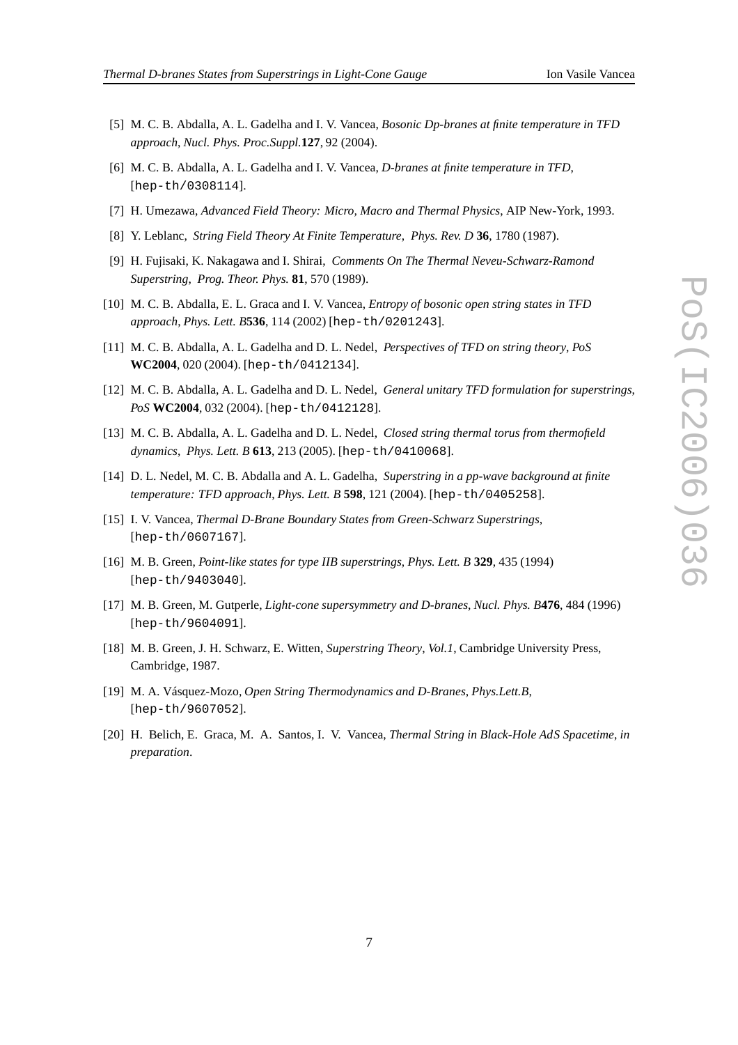[5] M. C. B. Abdalla, A. L. Gadelha and I. V. Vancea, *Bosonic Dp-branes at finite temperature in TFD approach*, *Nucl. Phys. Proc.Suppl.***127**, 92 (2004).

[6] M. C. B. Abdalla, A. L. Gadelha and I. V. Vancea, *D-branes at finite temperature in TFD*, [hep-th/0308114].

[7] H. Umezawa, *Advanced Field Theory: Micro, Macro and Thermal Physics*, AIP New-York, 1993.

[8] Y. Leblanc, *String Field Theory At Finite Temperature*, *Phys. Rev. D* **36**, 1780 (1987).

[9] H. Fujisaki, K. Nakagawa and I. Shirai, *Comments On The Thermal Neveu-Schwarz-Ramond Superstring*, *Prog. Theor. Phys.* **81**, 570 (1989).

[10] M. C. B. Abdalla, E. L. Graca and I. V. Vancea, *Entropy of bosonic open string states in TFD approach*, *Phys. Lett. B***536**, 114 (2002) [hep-th/0201243].

[11] M. C. B. Abdalla, A. L. Gadelha and D. L. Nedel, *Perspectives of TFD on string theory*, *PoS* **WC2004**, 020 (2004). [hep-th/0412134].

[12] M. C. B. Abdalla, A. L. Gadelha and D. L. Nedel, *General unitary TFD formulation for superstrings*, *PoS* **WC2004**, 032 (2004). [hep-th/0412128].

[13] M. C. B. Abdalla, A. L. Gadelha and D. L. Nedel, *Closed string thermal torus from thermofield dynamics*, *Phys. Lett. B* **613**, 213 (2005). [hep-th/0410068].

[14] D. L. Nedel, M. C. B. Abdalla and A. L. Gadelha, *Superstring in a pp-wave background at finite temperature: TFD approach*, *Phys. Lett. B* **598**, 121 (2004). [hep-th/0405258].

[15] I. V. Vancea, *Thermal D-Brane Boundary States from Green-Schwarz Superstrings*, [hep-th/0607167].

[16] M. B. Green, *Point-like states for type IIB superstrings*, *Phys. Lett. B* **329**, 435 (1994) [hep-th/9403040].

[17] M. B. Green, M. Gutperle, *Light-cone supersymmetry and D-branes*, *Nucl. Phys. B***476**, 484 (1996) [hep-th/9604091].

[18] M. B. Green, J. H. Schwarz, E. Witten, *Superstring Theory*, *Vol.1*, Cambridge University Press, Cambridge, 1987.

[19] M. A. Vásquez-Mozo, *Open String Thermodynamics and D-Branes*, *Phys.Lett.B*, [hep-th/9607052].

[20] H. Belich, E. Graca, M. A. Santos, I. V. Vancea, *Thermal String in Black-Hole AdS Spacetime*, *in preparation*.